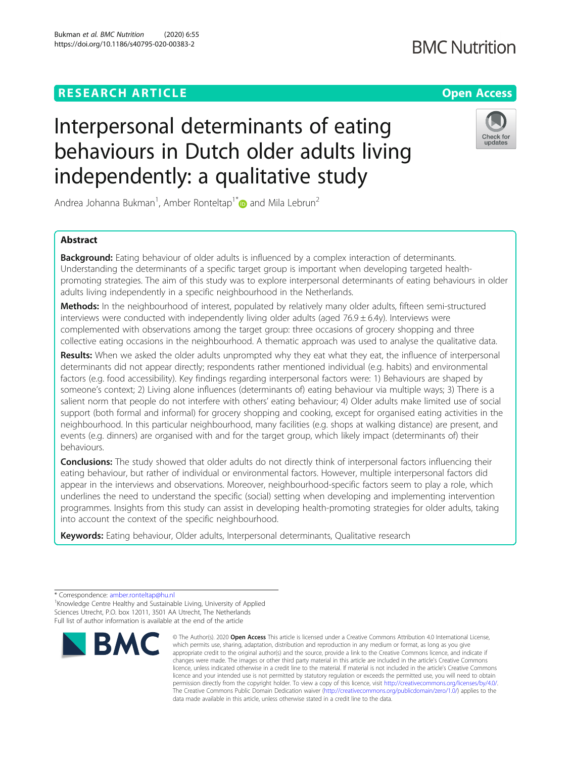RESEARCH ARTICLE

Open Access

# Interpersonal determinants of eating behaviours in Dutch older adults living independently: a qualitative study

Andrea Johanna Bukman[1], Amber Ronteltap[1*] and Mila Lebrun[2]

## Abstract

**Background:** Eating behaviour of older adults is influenced by a complex interaction of determinants. Understanding the determinants of a specific target group is important when developing targeted health-promoting strategies. The aim of this study was to explore interpersonal determinants of eating behaviours in older adults living independently in a specific neighbourhood in the Netherlands.

**Methods:** In the neighbourhood of interest, populated by relatively many older adults, fifteen semi-structured interviews were conducted with independently living older adults (aged 76.9 ± 6.4y). Interviews were complemented with observations among the target group: three occasions of grocery shopping and three collective eating occasions in the neighbourhood. A thematic approach was used to analyse the qualitative data.

**Results:** When we asked the older adults unprompted why they eat what they eat, the influence of interpersonal determinants did not appear directly; respondents rather mentioned individual (e.g. habits) and environmental factors (e.g. food accessibility). Key findings regarding interpersonal factors were: 1) Behaviours are shaped by someone's context; 2) Living alone influences (determinants of) eating behaviour via multiple ways; 3) There is a salient norm that people do not interfere with others' eating behaviour; 4) Older adults make limited use of social support (both formal and informal) for grocery shopping and cooking, except for organised eating activities in the neighbourhood. In this particular neighbourhood, many facilities (e.g. shops at walking distance) are present, and events (e.g. dinners) are organised with and for the target group, which likely impact (determinants of) their behaviours.

**Conclusions:** The study showed that older adults do not directly think of interpersonal factors influencing their eating behaviour, but rather of individual or environmental factors. However, multiple interpersonal factors did appear in the interviews and observations. Moreover, neighbourhood-specific factors seem to play a role, which underlines the need to understand the specific (social) setting when developing and implementing intervention programmes. Insights from this study can assist in developing health-promoting strategies for older adults, taking into account the context of the specific neighbourhood.

**Keywords:** Eating behaviour, Older adults, Interpersonal determinants, Qualitative research

---

\* Correspondence: amber.ronteltap@hu.nl

[1]Knowledge Centre Healthy and Sustainable Living, University of Applied Sciences Utrecht, P.O. box 12011, 3501 AA Utrecht, The Netherlands

Full list of author information is available at the end of the article

© The Author(s). 2020 **Open Access** This article is licensed under a Creative Commons Attribution 4.0 International License, which permits use, sharing, adaptation, distribution and reproduction in any medium or format, as long as you give appropriate credit to the original author(s) and the source, provide a link to the Creative Commons licence, and indicate if changes were made. The images or other third party material in this article are included in the article's Creative Commons licence, unless indicated otherwise in a credit line to the material. If material is not included in the article's Creative Commons licence and your intended use is not permitted by statutory regulation or exceeds the permitted use, you will need to obtain permission directly from the copyright holder. To view a copy of this licence, visit http://creativecommons.org/licenses/by/4.0/. The Creative Commons Public Domain Dedication waiver (http://creativecommons.org/publicdomain/zero/1.0/) applies to the data made available in this article, unless otherwise stated in a credit line to the data.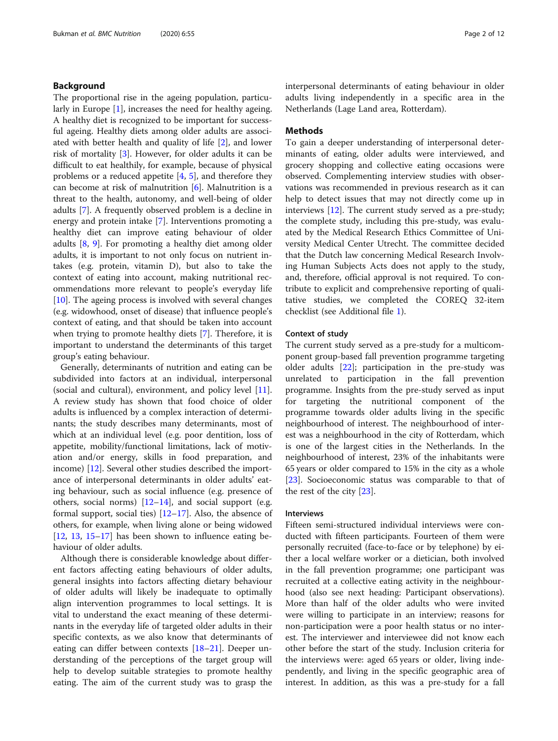## Background

The proportional rise in the ageing population, particularly in Europe [1], increases the need for healthy ageing. A healthy diet is recognized to be important for successful ageing. Healthy diets among older adults are associated with better health and quality of life [2], and lower risk of mortality [3]. However, for older adults it can be difficult to eat healthily, for example, because of physical problems or a reduced appetite [4, 5], and therefore they can become at risk of malnutrition [6]. Malnutrition is a threat to the health, autonomy, and well-being of older adults [7]. A frequently observed problem is a decline in energy and protein intake [7]. Interventions promoting a healthy diet can improve eating behaviour of older adults [8, 9]. For promoting a healthy diet among older adults, it is important to not only focus on nutrient intakes (e.g. protein, vitamin D), but also to take the context of eating into account, making nutritional recommendations more relevant to people's everyday life [10]. The ageing process is involved with several changes (e.g. widowhood, onset of disease) that influence people's context of eating, and that should be taken into account when trying to promote healthy diets [7]. Therefore, it is important to understand the determinants of this target group's eating behaviour.

Generally, determinants of nutrition and eating can be subdivided into factors at an individual, interpersonal (social and cultural), environment, and policy level [11]. A review study has shown that food choice of older adults is influenced by a complex interaction of determinants; the study describes many determinants, most of which at an individual level (e.g. poor dentition, loss of appetite, mobility/functional limitations, lack of motivation and/or energy, skills in food preparation, and income) [12]. Several other studies described the importance of interpersonal determinants in older adults' eating behaviour, such as social influence (e.g. presence of others, social norms) [12–14], and social support (e.g. formal support, social ties) [12–17]. Also, the absence of others, for example, when living alone or being widowed [12, 13, 15–17] has been shown to influence eating behaviour of older adults.

Although there is considerable knowledge about different factors affecting eating behaviours of older adults, general insights into factors affecting dietary behaviour of older adults will likely be inadequate to optimally align intervention programmes to local settings. It is vital to understand the exact meaning of these determinants in the everyday life of targeted older adults in their specific contexts, as we also know that determinants of eating can differ between contexts [18–21]. Deeper understanding of the perceptions of the target group will help to develop suitable strategies to promote healthy eating. The aim of the current study was to grasp the interpersonal determinants of eating behaviour in older adults living independently in a specific area in the Netherlands (Lage Land area, Rotterdam).

## Methods

To gain a deeper understanding of interpersonal determinants of eating, older adults were interviewed, and grocery shopping and collective eating occasions were observed. Complementing interview studies with observations was recommended in previous research as it can help to detect issues that may not directly come up in interviews [12]. The current study served as a pre-study; the complete study, including this pre-study, was evaluated by the Medical Research Ethics Committee of University Medical Center Utrecht. The committee decided that the Dutch law concerning Medical Research Involving Human Subjects Acts does not apply to the study, and, therefore, official approval is not required. To contribute to explicit and comprehensive reporting of qualitative studies, we completed the COREQ 32-item checklist (see Additional file 1).

### Context of study

The current study served as a pre-study for a multicomponent group-based fall prevention programme targeting older adults [22]; participation in the pre-study was unrelated to participation in the fall prevention programme. Insights from the pre-study served as input for targeting the nutritional component of the programme towards older adults living in the specific neighbourhood of interest. The neighbourhood of interest was a neighbourhood in the city of Rotterdam, which is one of the largest cities in the Netherlands. In the neighbourhood of interest, 23% of the inhabitants were 65 years or older compared to 15% in the city as a whole [23]. Socioeconomic status was comparable to that of the rest of the city [23].

### Interviews

Fifteen semi-structured individual interviews were conducted with fifteen participants. Fourteen of them were personally recruited (face-to-face or by telephone) by either a local welfare worker or a dietician, both involved in the fall prevention programme; one participant was recruited at a collective eating activity in the neighbourhood (also see next heading: Participant observations). More than half of the older adults who were invited were willing to participate in an interview; reasons for non-participation were a poor health status or no interest. The interviewer and interviewee did not know each other before the start of the study. Inclusion criteria for the interviews were: aged 65 years or older, living independently, and living in the specific geographic area of interest. In addition, as this was a pre-study for a fall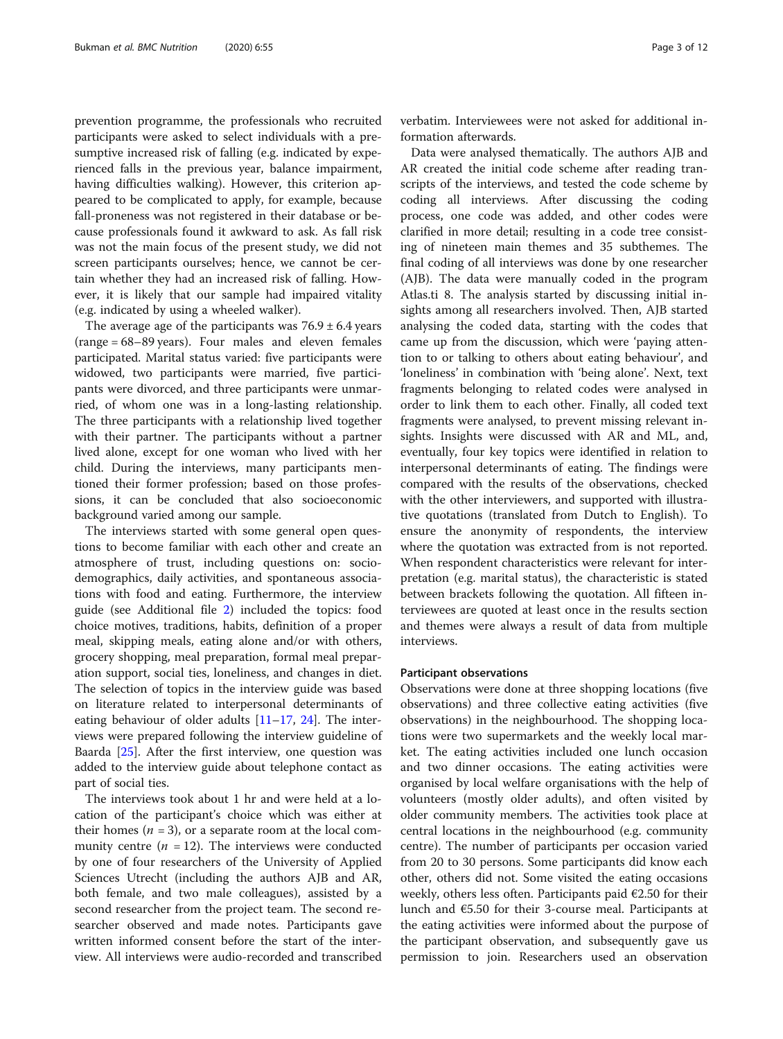prevention programme, the professionals who recruited participants were asked to select individuals with a presumptive increased risk of falling (e.g. indicated by experienced falls in the previous year, balance impairment, having difficulties walking). However, this criterion appeared to be complicated to apply, for example, because fall-proneness was not registered in their database or because professionals found it awkward to ask. As fall risk was not the main focus of the present study, we did not screen participants ourselves; hence, we cannot be certain whether they had an increased risk of falling. However, it is likely that our sample had impaired vitality (e.g. indicated by using a wheeled walker).

The average age of the participants was $76.9 \pm 6.4$ years (range = 68–89 years). Four males and eleven females participated. Marital status varied: five participants were widowed, two participants were married, five participants were divorced, and three participants were unmarried, of whom one was in a long-lasting relationship. The three participants with a relationship lived together with their partner. The participants without a partner lived alone, except for one woman who lived with her child. During the interviews, many participants mentioned their former profession; based on those professions, it can be concluded that also socioeconomic background varied among our sample.

The interviews started with some general open questions to become familiar with each other and create an atmosphere of trust, including questions on: sociodemographics, daily activities, and spontaneous associations with food and eating. Furthermore, the interview guide (see Additional file 2) included the topics: food choice motives, traditions, habits, definition of a proper meal, skipping meals, eating alone and/or with others, grocery shopping, meal preparation, formal meal preparation support, social ties, loneliness, and changes in diet. The selection of topics in the interview guide was based on literature related to interpersonal determinants of eating behaviour of older adults [11–17, 24]. The interviews were prepared following the interview guideline of Baarda [25]. After the first interview, one question was added to the interview guide about telephone contact as part of social ties.

The interviews took about 1 hr and were held at a location of the participant's choice which was either at their homes ($n$ = 3), or a separate room at the local community centre ($n$ = 12). The interviews were conducted by one of four researchers of the University of Applied Sciences Utrecht (including the authors AJB and AR, both female, and two male colleagues), assisted by a second researcher from the project team. The second researcher observed and made notes. Participants gave written informed consent before the start of the interview. All interviews were audio-recorded and transcribed verbatim. Interviewees were not asked for additional information afterwards.

Data were analysed thematically. The authors AJB and AR created the initial code scheme after reading transcripts of the interviews, and tested the code scheme by coding all interviews. After discussing the coding process, one code was added, and other codes were clarified in more detail; resulting in a code tree consisting of nineteen main themes and 35 subthemes. The final coding of all interviews was done by one researcher (AJB). The data were manually coded in the program Atlas.ti 8. The analysis started by discussing initial insights among all researchers involved. Then, AJB started analysing the coded data, starting with the codes that came up from the discussion, which were 'paying attention to or talking to others about eating behaviour', and 'loneliness' in combination with 'being alone'. Next, text fragments belonging to related codes were analysed in order to link them to each other. Finally, all coded text fragments were analysed, to prevent missing relevant insights. Insights were discussed with AR and ML, and, eventually, four key topics were identified in relation to interpersonal determinants of eating. The findings were compared with the results of the observations, checked with the other interviewers, and supported with illustrative quotations (translated from Dutch to English). To ensure the anonymity of respondents, the interview where the quotation was extracted from is not reported. When respondent characteristics were relevant for interpretation (e.g. marital status), the characteristic is stated between brackets following the quotation. All fifteen interviewees are quoted at least once in the results section and themes were always a result of data from multiple interviews.

### Participant observations

Observations were done at three shopping locations (five observations) and three collective eating activities (five observations) in the neighbourhood. The shopping locations were two supermarkets and the weekly local market. The eating activities included one lunch occasion and two dinner occasions. The eating activities were organised by local welfare organisations with the help of volunteers (mostly older adults), and often visited by older community members. The activities took place at central locations in the neighbourhood (e.g. community centre). The number of participants per occasion varied from 20 to 30 persons. Some participants did know each other, others did not. Some visited the eating occasions weekly, others less often. Participants paid €2.50 for their lunch and €5.50 for their 3-course meal. Participants at the eating activities were informed about the purpose of the participant observation, and subsequently gave us permission to join. Researchers used an observation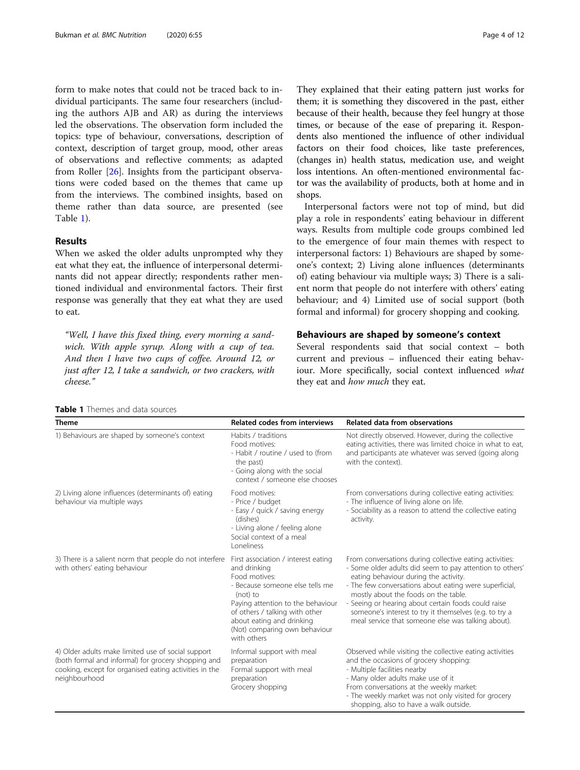form to make notes that could not be traced back to individual participants. The same four researchers (including the authors AJB and AR) as during the interviews led the observations. The observation form included the topics: type of behaviour, conversations, description of context, description of target group, mood, other areas of observations and reflective comments; as adapted from Roller [26]. Insights from the participant observations were coded based on the themes that came up from the interviews. The combined insights, based on theme rather than data source, are presented (see Table 1).

## Results

When we asked the older adults unprompted why they eat what they eat, the influence of interpersonal determinants did not appear directly; respondents rather mentioned individual and environmental factors. Their first response was generally that they eat what they are used to eat.

> *"Well, I have this fixed thing, every morning a sandwich. With apple syrup. Along with a cup of tea. And then I have two cups of coffee. Around 12, or just after 12, I take a sandwich, or two crackers, with cheese."*

They explained that their eating pattern just works for them; it is something they discovered in the past, either because of their health, because they feel hungry at those times, or because of the ease of preparing it. Respondents also mentioned the influence of other individual factors on their food choices, like taste preferences, (changes in) health status, medication use, and weight loss intentions. An often-mentioned environmental factor was the availability of products, both at home and in shops.

Interpersonal factors were not top of mind, but did play a role in respondents' eating behaviour in different ways. Results from multiple code groups combined led to the emergence of four main themes with respect to interpersonal factors: 1) Behaviours are shaped by someone's context; 2) Living alone influences (determinants of) eating behaviour via multiple ways; 3) There is a salient norm that people do not interfere with others' eating behaviour; and 4) Limited use of social support (both formal and informal) for grocery shopping and cooking.

**Table 1** Themes and data sources

| Theme | Related codes from interviews | Related data from observations |
| --- | --- | --- |
| 1) Behaviours are shaped by someone's context | Habits / traditions<br>Food motives:<br>- Habit / routine / used to (from the past)<br>- Going along with the social context / someone else chooses | Not directly observed. However, during the collective eating activities, there was limited choice in what to eat, and participants ate whatever was served (going along with the context). |
| 2) Living alone influences (determinants of) eating behaviour via multiple ways | Food motives:<br>- Price / budget<br>- Easy / quick / saving energy (dishes)<br>- Living alone / feeling alone<br>Social context of a meal<br>Loneliness | From conversations during collective eating activities:<br>- The influence of living alone on life.<br>- Sociability as a reason to attend the collective eating activity. |
| 3) There is a salient norm that people do not interfere with others' eating behaviour | First association / interest eating and drinking<br>Food motives:<br>- Because someone else tells me (not) to<br>Paying attention to the behaviour of others / talking with other about eating and drinking<br>(Not) comparing own behaviour with others | From conversations during collective eating activities:<br>- Some older adults did seem to pay attention to others' eating behaviour during the activity.<br>- The few conversations about eating were superficial, mostly about the foods on the table.<br>- Seeing or hearing about certain foods could raise someone's interest to try it themselves (e.g. to try a meal service that someone else was talking about). |
| 4) Older adults make limited use of social support (both formal and informal) for grocery shopping and cooking, except for organised eating activities in the neighbourhood | Informal support with meal preparation<br>Formal support with meal preparation<br>Grocery shopping | Observed while visiting the collective eating activities and the occasions of grocery shopping:<br>- Multiple facilities nearby<br>- Many older adults make use of it<br>From conversations at the weekly market:<br>- The weekly market was not only visited for grocery shopping, also to have a walk outside. |

### Behaviours are shaped by someone's context

Several respondents said that social context – both current and previous – influenced their eating behaviour. More specifically, social context influenced *what* they eat and *how much* they eat.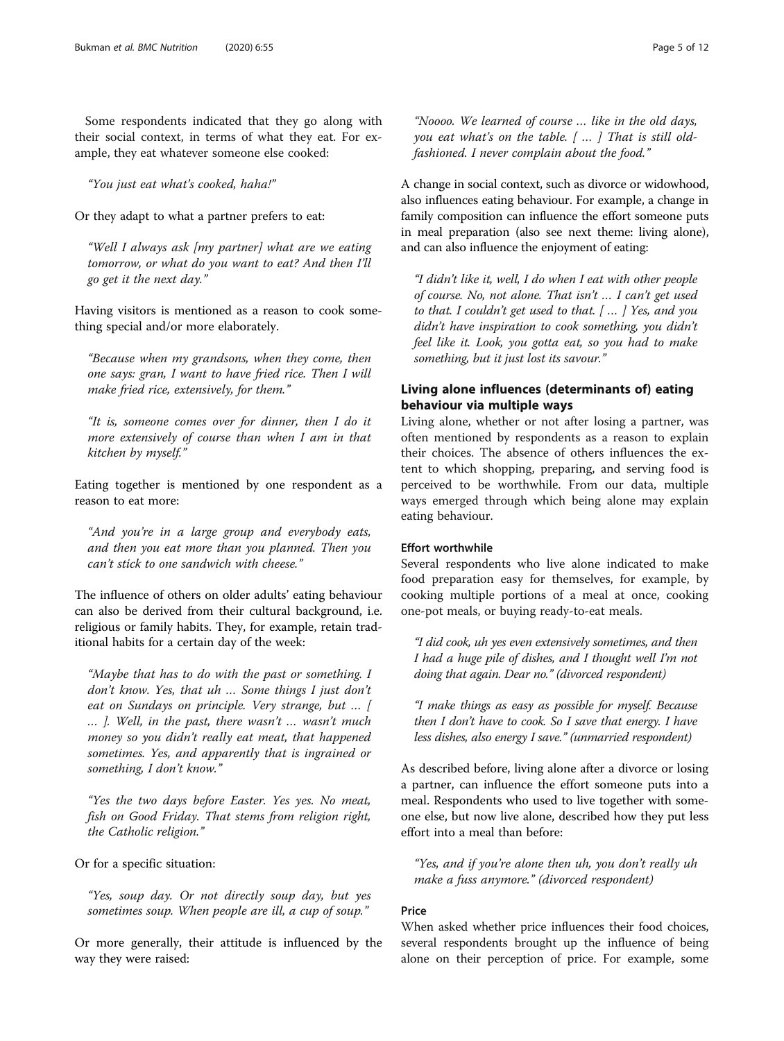Some respondents indicated that they go along with their social context, in terms of what they eat. For example, they eat whatever someone else cooked:

> *"You just eat what's cooked, haha!"*

Or they adapt to what a partner prefers to eat:

> *"Well I always ask [my partner] what are we eating tomorrow, or what do you want to eat? And then I'll go get it the next day."*

Having visitors is mentioned as a reason to cook something special and/or more elaborately.

> *"Because when my grandsons, when they come, then one says: gran, I want to have fried rice. Then I will make fried rice, extensively, for them."*

> *"It is, someone comes over for dinner, then I do it more extensively of course than when I am in that kitchen by myself."*

Eating together is mentioned by one respondent as a reason to eat more:

> *"And you're in a large group and everybody eats, and then you eat more than you planned. Then you can't stick to one sandwich with cheese."*

The influence of others on older adults' eating behaviour can also be derived from their cultural background, i.e. religious or family habits. They, for example, retain traditional habits for a certain day of the week:

> *"Maybe that has to do with the past or something. I don't know. Yes, that uh … Some things I just don't eat on Sundays on principle. Very strange, but … [ … ]. Well, in the past, there wasn't … wasn't much money so you didn't really eat meat, that happened sometimes. Yes, and apparently that is ingrained or something, I don't know."*

> *"Yes the two days before Easter. Yes yes. No meat, fish on Good Friday. That stems from religion right, the Catholic religion."*

Or for a specific situation:

> *"Yes, soup day. Or not directly soup day, but yes sometimes soup. When people are ill, a cup of soup."*

Or more generally, their attitude is influenced by the way they were raised:

> *"Noooo. We learned of course … like in the old days, you eat what's on the table. [ … ] That is still old-fashioned. I never complain about the food."*

A change in social context, such as divorce or widowhood, also influences eating behaviour. For example, a change in family composition can influence the effort someone puts in meal preparation (also see next theme: living alone), and can also influence the enjoyment of eating:

> *"I didn't like it, well, I do when I eat with other people of course. No, not alone. That isn't … I can't get used to that. I couldn't get used to that. [ … ] Yes, and you didn't have inspiration to cook something, you didn't feel like it. Look, you gotta eat, so you had to make something, but it just lost its savour."*

## Living alone influences (determinants of) eating behaviour via multiple ways

Living alone, whether or not after losing a partner, was often mentioned by respondents as a reason to explain their choices. The absence of others influences the extent to which shopping, preparing, and serving food is perceived to be worthwhile. From our data, multiple ways emerged through which being alone may explain eating behaviour.

### Effort worthwhile

Several respondents who live alone indicated to make food preparation easy for themselves, for example, by cooking multiple portions of a meal at once, cooking one-pot meals, or buying ready-to-eat meals.

> *"I did cook, uh yes even extensively sometimes, and then I had a huge pile of dishes, and I thought well I'm not doing that again. Dear no."* (divorced respondent)

> *"I make things as easy as possible for myself. Because then I don't have to cook. So I save that energy. I have less dishes, also energy I save."* (unmarried respondent)

As described before, living alone after a divorce or losing a partner, can influence the effort someone puts into a meal. Respondents who used to live together with someone else, but now live alone, described how they put less effort into a meal than before:

> *"Yes, and if you're alone then uh, you don't really uh make a fuss anymore."* (divorced respondent)

### Price

When asked whether price influences their food choices, several respondents brought up the influence of being alone on their perception of price. For example, some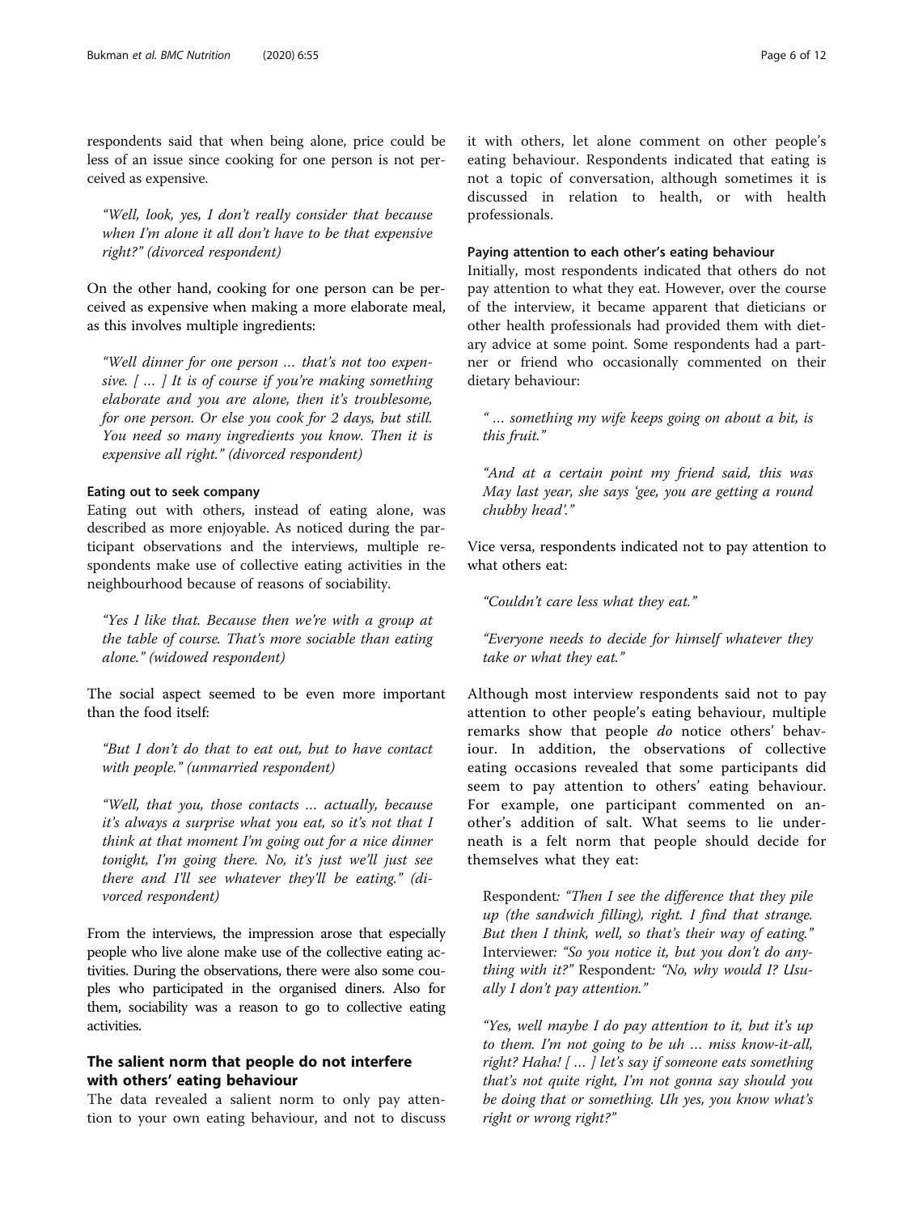respondents said that when being alone, price could be less of an issue since cooking for one person is not perceived as expensive.

*"Well, look, yes, I don't really consider that because when I'm alone it all don't have to be that expensive right?" (divorced respondent)*

On the other hand, cooking for one person can be perceived as expensive when making a more elaborate meal, as this involves multiple ingredients:

*"Well dinner for one person … that's not too expensive. [ … ] It is of course if you're making something elaborate and you are alone, then it's troublesome, for one person. Or else you cook for 2 days, but still. You need so many ingredients you know. Then it is expensive all right." (divorced respondent)*

#### Eating out to seek company

Eating out with others, instead of eating alone, was described as more enjoyable. As noticed during the participant observations and the interviews, multiple respondents make use of collective eating activities in the neighbourhood because of reasons of sociability.

*"Yes I like that. Because then we're with a group at the table of course. That's more sociable than eating alone." (widowed respondent)*

The social aspect seemed to be even more important than the food itself:

*"But I don't do that to eat out, but to have contact with people." (unmarried respondent)*

*"Well, that you, those contacts … actually, because it's always a surprise what you eat, so it's not that I think at that moment I'm going out for a nice dinner tonight, I'm going there. No, it's just we'll just see there and I'll see whatever they'll be eating." (divorced respondent)*

From the interviews, the impression arose that especially people who live alone make use of the collective eating activities. During the observations, there were also some couples who participated in the organised diners. Also for them, sociability was a reason to go to collective eating activities.

### The salient norm that people do not interfere with others' eating behaviour

The data revealed a salient norm to only pay attention to your own eating behaviour, and not to discuss it with others, let alone comment on other people's eating behaviour. Respondents indicated that eating is not a topic of conversation, although sometimes it is discussed in relation to health, or with health professionals.

#### Paying attention to each other's eating behaviour

Initially, most respondents indicated that others do not pay attention to what they eat. However, over the course of the interview, it became apparent that dieticians or other health professionals had provided them with dietary advice at some point. Some respondents had a partner or friend who occasionally commented on their dietary behaviour:

*" … something my wife keeps going on about a bit, is this fruit."*

*"And at a certain point my friend said, this was May last year, she says 'gee, you are getting a round chubby head'."*

Vice versa, respondents indicated not to pay attention to what others eat:

*"Couldn't care less what they eat."*

*"Everyone needs to decide for himself whatever they take or what they eat."*

Although most interview respondents said not to pay attention to other people's eating behaviour, multiple remarks show that people *do* notice others' behaviour. In addition, the observations of collective eating occasions revealed that some participants did seem to pay attention to others' eating behaviour. For example, one participant commented on another's addition of salt. What seems to lie underneath is a felt norm that people should decide for themselves what they eat:

Respondent*: "Then I see the difference that they pile up (the sandwich filling), right. I find that strange. But then I think, well, so that's their way of eating."* Interviewer*: "So you notice it, but you don't do anything with it?"* Respondent*: "No, why would I? Usually I don't pay attention."*

*"Yes, well maybe I do pay attention to it, but it's up to them. I'm not going to be uh … miss know-it-all, right? Haha! [ … ] let's say if someone eats something that's not quite right, I'm not gonna say should you be doing that or something. Uh yes, you know what's right or wrong right?"*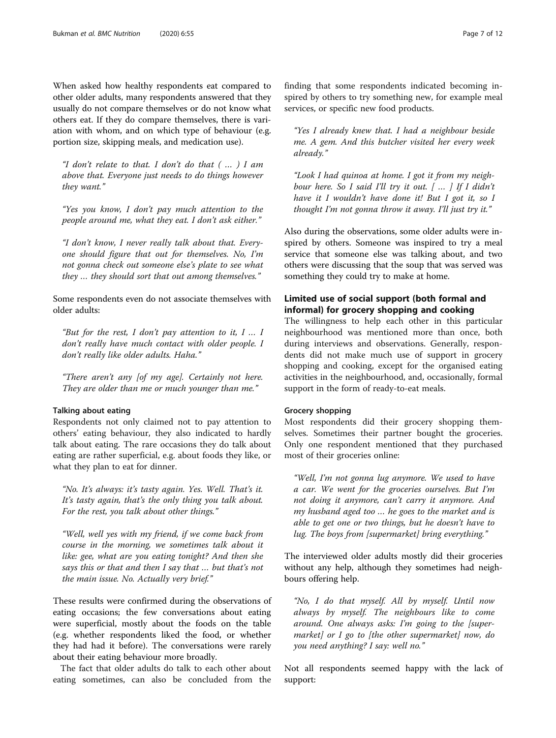When asked how healthy respondents eat compared to other older adults, many respondents answered that they usually do not compare themselves or do not know what others eat. If they do compare themselves, there is variation with whom, and on which type of behaviour (e.g. portion size, skipping meals, and medication use).

> *"I don't relate to that. I don't do that ( … ) I am above that. Everyone just needs to do things however they want."*

> *"Yes you know, I don't pay much attention to the people around me, what they eat. I don't ask either."*

> *"I don't know, I never really talk about that. Everyone should figure that out for themselves. No, I'm not gonna check out someone else's plate to see what they … they should sort that out among themselves."*

Some respondents even do not associate themselves with older adults:

> *"But for the rest, I don't pay attention to it, I … I don't really have much contact with older people. I don't really like older adults. Haha."*

> *"There aren't any [of my age]. Certainly not here. They are older than me or much younger than me."*

#### Talking about eating

Respondents not only claimed not to pay attention to others' eating behaviour, they also indicated to hardly talk about eating. The rare occasions they do talk about eating are rather superficial, e.g. about foods they like, or what they plan to eat for dinner.

> *"No. It's always: it's tasty again. Yes. Well. That's it. It's tasty again, that's the only thing you talk about. For the rest, you talk about other things."*

> *"Well, well yes with my friend, if we come back from course in the morning, we sometimes talk about it like: gee, what are you eating tonight? And then she says this or that and then I say that … but that's not the main issue. No. Actually very brief."*

These results were confirmed during the observations of eating occasions; the few conversations about eating were superficial, mostly about the foods on the table (e.g. whether respondents liked the food, or whether they had had it before). The conversations were rarely about their eating behaviour more broadly.

The fact that older adults do talk to each other about eating sometimes, can also be concluded from the finding that some respondents indicated becoming inspired by others to try something new, for example meal services, or specific new food products.

> *"Yes I already knew that. I had a neighbour beside me. A gem. And this butcher visited her every week already."*

> *"Look I had quinoa at home. I got it from my neighbour here. So I said I'll try it out. [ … ] If I didn't have it I wouldn't have done it! But I got it, so I thought I'm not gonna throw it away. I'll just try it."*

Also during the observations, some older adults were inspired by others. Someone was inspired to try a meal service that someone else was talking about, and two others were discussing that the soup that was served was something they could try to make at home.

### Limited use of social support (both formal and informal) for grocery shopping and cooking

The willingness to help each other in this particular neighbourhood was mentioned more than once, both during interviews and observations. Generally, respondents did not make much use of support in grocery shopping and cooking, except for the organised eating activities in the neighbourhood, and, occasionally, formal support in the form of ready-to-eat meals.

#### Grocery shopping

Most respondents did their grocery shopping themselves. Sometimes their partner bought the groceries. Only one respondent mentioned that they purchased most of their groceries online:

> *"Well, I'm not gonna lug anymore. We used to have a car. We went for the groceries ourselves. But I'm not doing it anymore, can't carry it anymore. And my husband aged too … he goes to the market and is able to get one or two things, but he doesn't have to lug. The boys from [supermarket] bring everything."*

The interviewed older adults mostly did their groceries without any help, although they sometimes had neighbours offering help.

> *"No, I do that myself. All by myself. Until now always by myself. The neighbours like to come around. One always asks: I'm going to the [supermarket] or I go to [the other supermarket] now, do you need anything? I say: well no."*

Not all respondents seemed happy with the lack of support: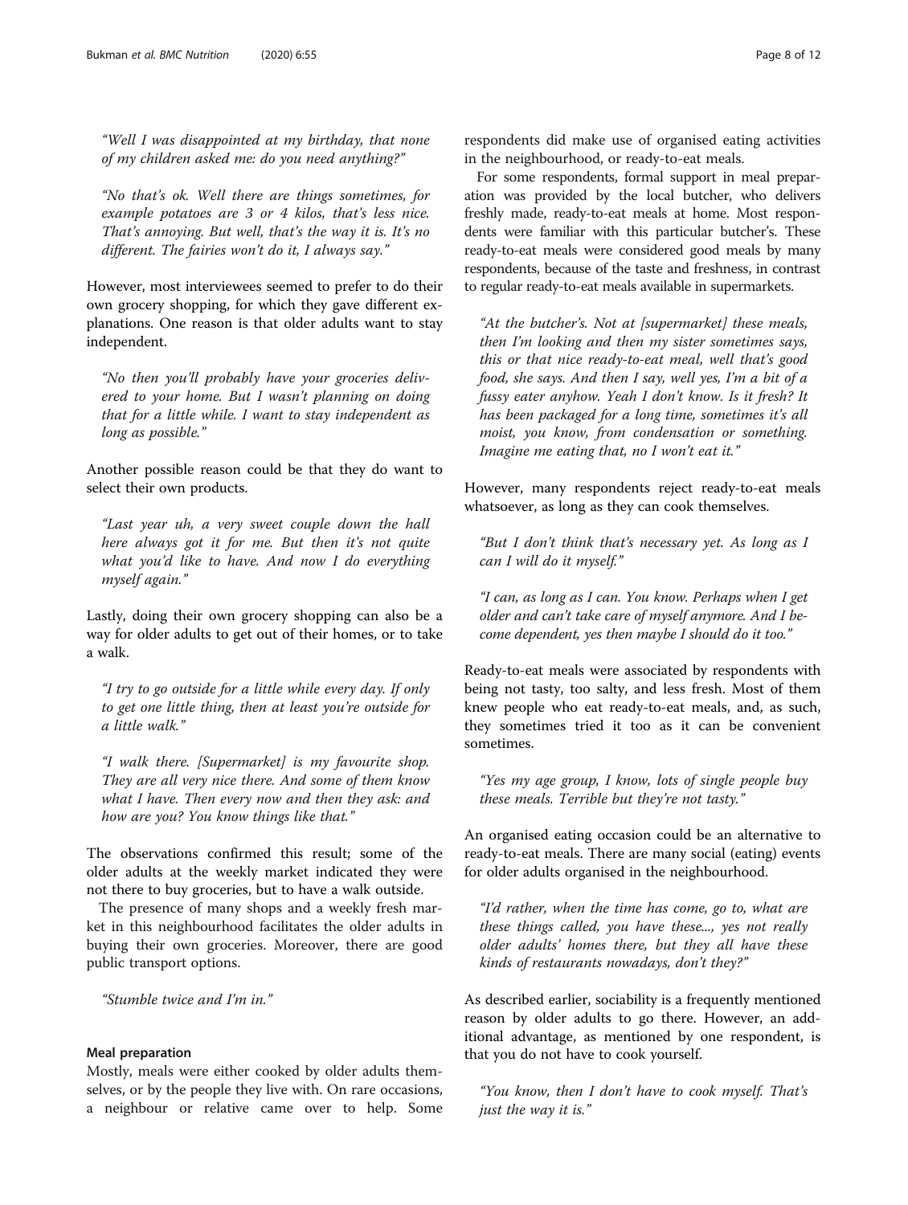*"Well I was disappointed at my birthday, that none of my children asked me: do you need anything?"*

*"No that's ok. Well there are things sometimes, for example potatoes are 3 or 4 kilos, that's less nice. That's annoying. But well, that's the way it is. It's no different. The fairies won't do it, I always say."*

However, most interviewees seemed to prefer to do their own grocery shopping, for which they gave different explanations. One reason is that older adults want to stay independent.

*"No then you'll probably have your groceries delivered to your home. But I wasn't planning on doing that for a little while. I want to stay independent as long as possible."*

Another possible reason could be that they do want to select their own products.

*"Last year uh, a very sweet couple down the hall here always got it for me. But then it's not quite what you'd like to have. And now I do everything myself again."*

Lastly, doing their own grocery shopping can also be a way for older adults to get out of their homes, or to take a walk.

*"I try to go outside for a little while every day. If only to get one little thing, then at least you're outside for a little walk."*

*"I walk there. [Supermarket] is my favourite shop. They are all very nice there. And some of them know what I have. Then every now and then they ask: and how are you? You know things like that."*

The observations confirmed this result; some of the older adults at the weekly market indicated they were not there to buy groceries, but to have a walk outside.

The presence of many shops and a weekly fresh market in this neighbourhood facilitates the older adults in buying their own groceries. Moreover, there are good public transport options.

*"Stumble twice and I'm in."*

### Meal preparation

Mostly, meals were either cooked by older adults themselves, or by the people they live with. On rare occasions, a neighbour or relative came over to help. Some respondents did make use of organised eating activities in the neighbourhood, or ready-to-eat meals.

For some respondents, formal support in meal preparation was provided by the local butcher, who delivers freshly made, ready-to-eat meals at home. Most respondents were familiar with this particular butcher's. These ready-to-eat meals were considered good meals by many respondents, because of the taste and freshness, in contrast to regular ready-to-eat meals available in supermarkets.

*"At the butcher's. Not at [supermarket] these meals, then I'm looking and then my sister sometimes says, this or that nice ready-to-eat meal, well that's good food, she says. And then I say, well yes, I'm a bit of a fussy eater anyhow. Yeah I don't know. Is it fresh? It has been packaged for a long time, sometimes it's all moist, you know, from condensation or something. Imagine me eating that, no I won't eat it."*

However, many respondents reject ready-to-eat meals whatsoever, as long as they can cook themselves.

*"But I don't think that's necessary yet. As long as I can I will do it myself."*

*"I can, as long as I can. You know. Perhaps when I get older and can't take care of myself anymore. And I become dependent, yes then maybe I should do it too."*

Ready-to-eat meals were associated by respondents with being not tasty, too salty, and less fresh. Most of them knew people who eat ready-to-eat meals, and, as such, they sometimes tried it too as it can be convenient sometimes.

*"Yes my age group, I know, lots of single people buy these meals. Terrible but they're not tasty."*

An organised eating occasion could be an alternative to ready-to-eat meals. There are many social (eating) events for older adults organised in the neighbourhood.

*"I'd rather, when the time has come, go to, what are these things called, you have these..., yes not really older adults' homes there, but they all have these kinds of restaurants nowadays, don't they?"*

As described earlier, sociability is a frequently mentioned reason by older adults to go there. However, an additional advantage, as mentioned by one respondent, is that you do not have to cook yourself.

*"You know, then I don't have to cook myself. That's just the way it is."*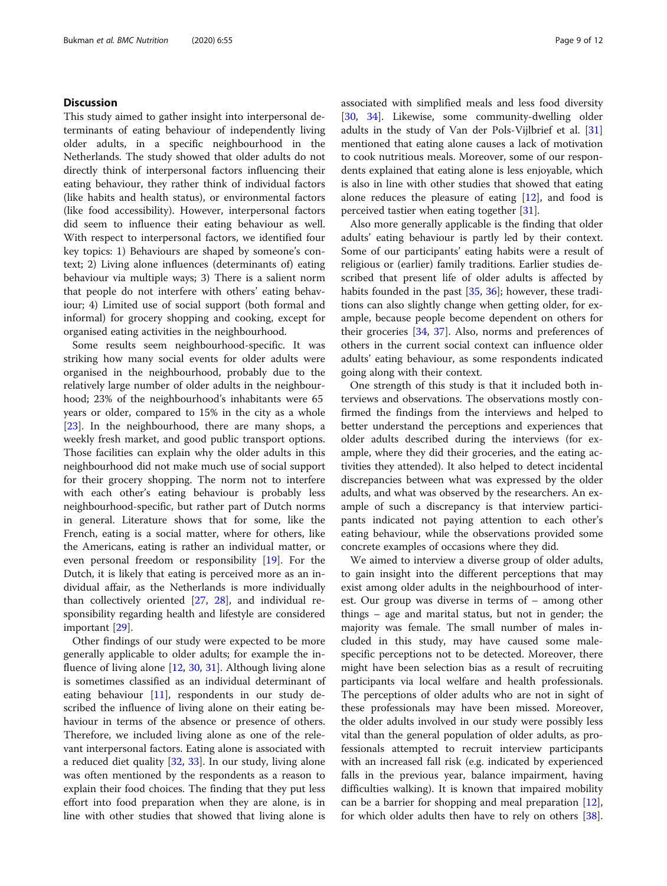## Discussion

This study aimed to gather insight into interpersonal determinants of eating behaviour of independently living older adults, in a specific neighbourhood in the Netherlands. The study showed that older adults do not directly think of interpersonal factors influencing their eating behaviour, they rather think of individual factors (like habits and health status), or environmental factors (like food accessibility). However, interpersonal factors did seem to influence their eating behaviour as well. With respect to interpersonal factors, we identified four key topics: 1) Behaviours are shaped by someone's context; 2) Living alone influences (determinants of) eating behaviour via multiple ways; 3) There is a salient norm that people do not interfere with others' eating behaviour; 4) Limited use of social support (both formal and informal) for grocery shopping and cooking, except for organised eating activities in the neighbourhood.

Some results seem neighbourhood-specific. It was striking how many social events for older adults were organised in the neighbourhood, probably due to the relatively large number of older adults in the neighbourhood; 23% of the neighbourhood's inhabitants were 65 years or older, compared to 15% in the city as a whole [23]. In the neighbourhood, there are many shops, a weekly fresh market, and good public transport options. Those facilities can explain why the older adults in this neighbourhood did not make much use of social support for their grocery shopping. The norm not to interfere with each other's eating behaviour is probably less neighbourhood-specific, but rather part of Dutch norms in general. Literature shows that for some, like the French, eating is a social matter, where for others, like the Americans, eating is rather an individual matter, or even personal freedom or responsibility [19]. For the Dutch, it is likely that eating is perceived more as an individual affair, as the Netherlands is more individually than collectively oriented [27, 28], and individual responsibility regarding health and lifestyle are considered important [29].

Other findings of our study were expected to be more generally applicable to older adults; for example the influence of living alone [12, 30, 31]. Although living alone is sometimes classified as an individual determinant of eating behaviour [11], respondents in our study described the influence of living alone on their eating behaviour in terms of the absence or presence of others. Therefore, we included living alone as one of the relevant interpersonal factors. Eating alone is associated with a reduced diet quality [32, 33]. In our study, living alone was often mentioned by the respondents as a reason to explain their food choices. The finding that they put less effort into food preparation when they are alone, is in line with other studies that showed that living alone is associated with simplified meals and less food diversity [30, 34]. Likewise, some community-dwelling older adults in the study of Van der Pols-Vijlbrief et al. [31] mentioned that eating alone causes a lack of motivation to cook nutritious meals. Moreover, some of our respondents explained that eating alone is less enjoyable, which is also in line with other studies that showed that eating alone reduces the pleasure of eating [12], and food is perceived tastier when eating together [31].

Also more generally applicable is the finding that older adults' eating behaviour is partly led by their context. Some of our participants' eating habits were a result of religious or (earlier) family traditions. Earlier studies described that present life of older adults is affected by habits founded in the past [35, 36]; however, these traditions can also slightly change when getting older, for example, because people become dependent on others for their groceries [34, 37]. Also, norms and preferences of others in the current social context can influence older adults' eating behaviour, as some respondents indicated going along with their context.

One strength of this study is that it included both interviews and observations. The observations mostly confirmed the findings from the interviews and helped to better understand the perceptions and experiences that older adults described during the interviews (for example, where they did their groceries, and the eating activities they attended). It also helped to detect incidental discrepancies between what was expressed by the older adults, and what was observed by the researchers. An example of such a discrepancy is that interview participants indicated not paying attention to each other's eating behaviour, while the observations provided some concrete examples of occasions where they did.

We aimed to interview a diverse group of older adults, to gain insight into the different perceptions that may exist among older adults in the neighbourhood of interest. Our group was diverse in terms of – among other things – age and marital status, but not in gender; the majority was female. The small number of males included in this study, may have caused some male-specific perceptions not to be detected. Moreover, there might have been selection bias as a result of recruiting participants via local welfare and health professionals. The perceptions of older adults who are not in sight of these professionals may have been missed. Moreover, the older adults involved in our study were possibly less vital than the general population of older adults, as professionals attempted to recruit interview participants with an increased fall risk (e.g. indicated by experienced falls in the previous year, balance impairment, having difficulties walking). It is known that impaired mobility can be a barrier for shopping and meal preparation [12], for which older adults then have to rely on others [38].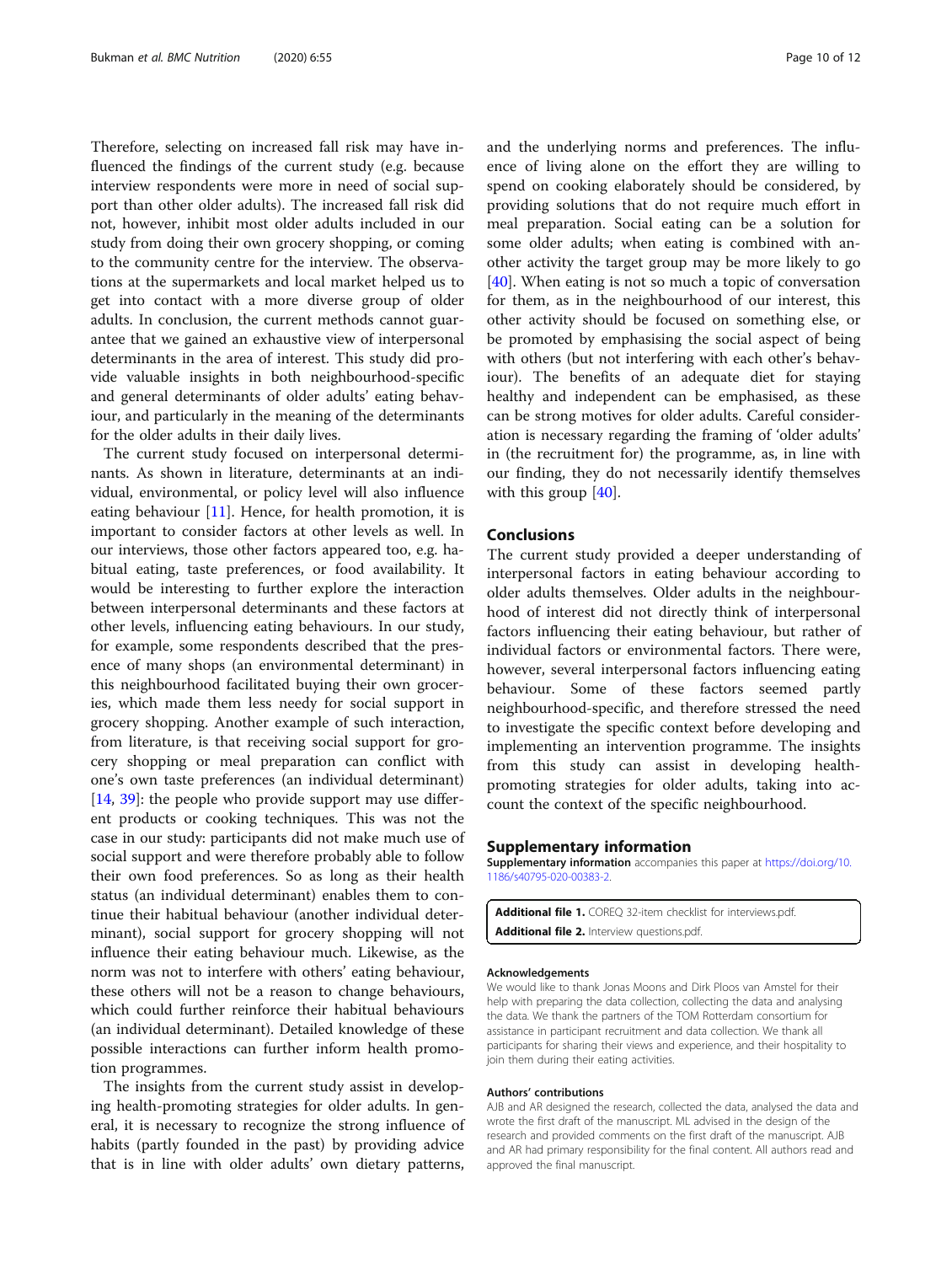Therefore, selecting on increased fall risk may have influenced the findings of the current study (e.g. because interview respondents were more in need of social support than other older adults). The increased fall risk did not, however, inhibit most older adults included in our study from doing their own grocery shopping, or coming to the community centre for the interview. The observations at the supermarkets and local market helped us to get into contact with a more diverse group of older adults. In conclusion, the current methods cannot guarantee that we gained an exhaustive view of interpersonal determinants in the area of interest. This study did provide valuable insights in both neighbourhood-specific and general determinants of older adults' eating behaviour, and particularly in the meaning of the determinants for the older adults in their daily lives.

The current study focused on interpersonal determinants. As shown in literature, determinants at an individual, environmental, or policy level will also influence eating behaviour [11]. Hence, for health promotion, it is important to consider factors at other levels as well. In our interviews, those other factors appeared too, e.g. habitual eating, taste preferences, or food availability. It would be interesting to further explore the interaction between interpersonal determinants and these factors at other levels, influencing eating behaviours. In our study, for example, some respondents described that the presence of many shops (an environmental determinant) in this neighbourhood facilitated buying their own groceries, which made them less needy for social support in grocery shopping. Another example of such interaction, from literature, is that receiving social support for grocery shopping or meal preparation can conflict with one's own taste preferences (an individual determinant) [14, 39]: the people who provide support may use different products or cooking techniques. This was not the case in our study: participants did not make much use of social support and were therefore probably able to follow their own food preferences. So as long as their health status (an individual determinant) enables them to continue their habitual behaviour (another individual determinant), social support for grocery shopping will not influence their eating behaviour much. Likewise, as the norm was not to interfere with others' eating behaviour, these others will not be a reason to change behaviours, which could further reinforce their habitual behaviours (an individual determinant). Detailed knowledge of these possible interactions can further inform health promotion programmes.

The insights from the current study assist in developing health-promoting strategies for older adults. In general, it is necessary to recognize the strong influence of habits (partly founded in the past) by providing advice that is in line with older adults' own dietary patterns, and the underlying norms and preferences. The influence of living alone on the effort they are willing to spend on cooking elaborately should be considered, by providing solutions that do not require much effort in meal preparation. Social eating can be a solution for some older adults; when eating is combined with another activity the target group may be more likely to go [40]. When eating is not so much a topic of conversation for them, as in the neighbourhood of our interest, this other activity should be focused on something else, or be promoted by emphasising the social aspect of being with others (but not interfering with each other's behaviour). The benefits of an adequate diet for staying healthy and independent can be emphasised, as these can be strong motives for older adults. Careful consideration is necessary regarding the framing of 'older adults' in (the recruitment for) the programme, as, in line with our finding, they do not necessarily identify themselves with this group [40].

## Conclusions

The current study provided a deeper understanding of interpersonal factors in eating behaviour according to older adults themselves. Older adults in the neighbourhood of interest did not directly think of interpersonal factors influencing their eating behaviour, but rather of individual factors or environmental factors. There were, however, several interpersonal factors influencing eating behaviour. Some of these factors seemed partly neighbourhood-specific, and therefore stressed the need to investigate the specific context before developing and implementing an intervention programme. The insights from this study can assist in developing health-promoting strategies for older adults, taking into account the context of the specific neighbourhood.

## Supplementary information

**Supplementary information** accompanies this paper at https://doi.org/10.1186/s40795-020-00383-2.

**Additional file 1.** COREQ 32-item checklist for interviews.pdf.
**Additional file 2.** Interview questions.pdf.

### Acknowledgements

We would like to thank Jonas Moons and Dirk Ploos van Amstel for their help with preparing the data collection, collecting the data and analysing the data. We thank the partners of the TOM Rotterdam consortium for assistance in participant recruitment and data collection. We thank all participants for sharing their views and experience, and their hospitality to join them during their eating activities.

### Authors' contributions

AJB and AR designed the research, collected the data, analysed the data and wrote the first draft of the manuscript. ML advised in the design of the research and provided comments on the first draft of the manuscript. AJB and AR had primary responsibility for the final content. All authors read and approved the final manuscript.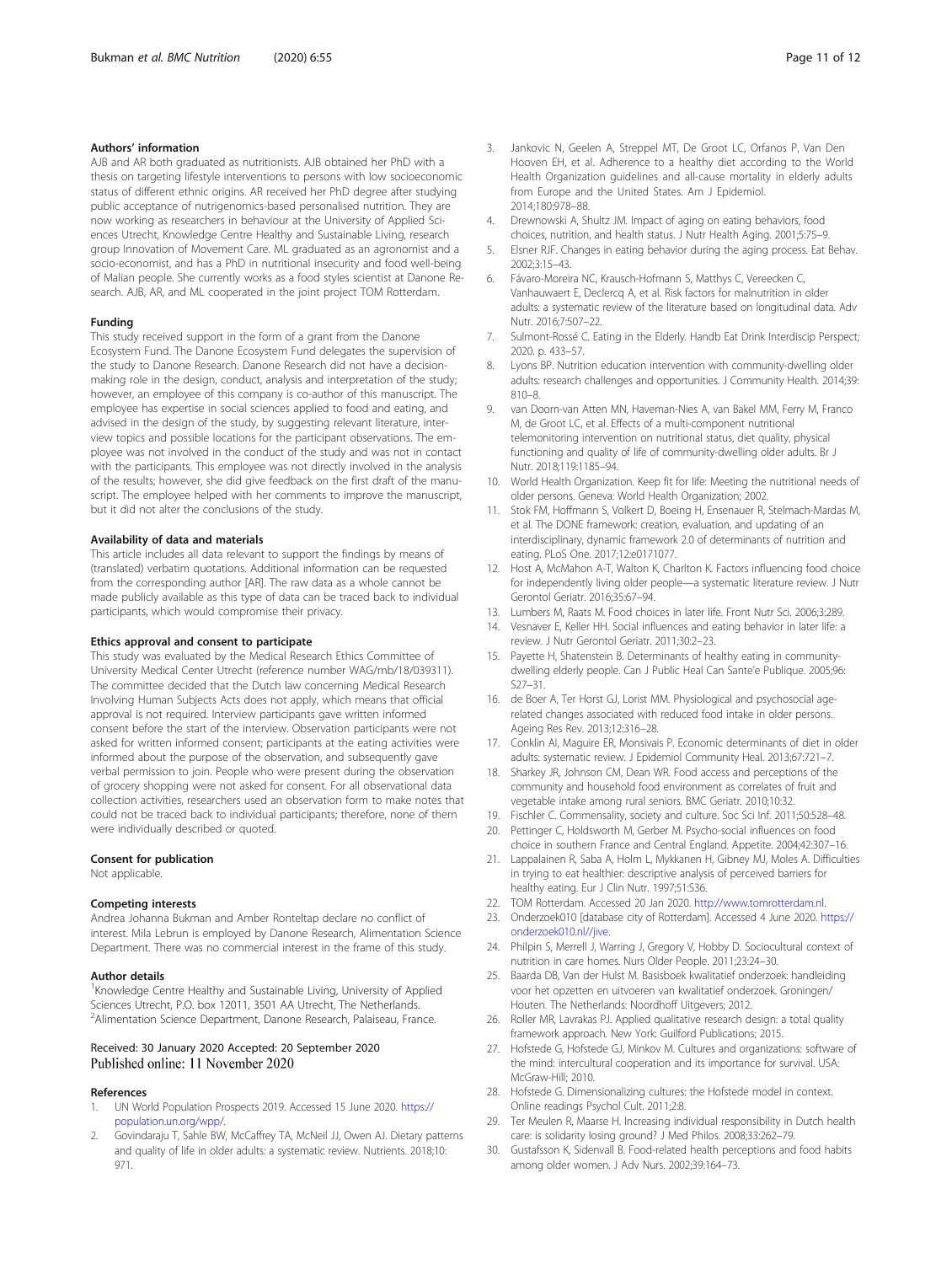### Authors' information

AJB and AR both graduated as nutritionists. AJB obtained her PhD with a thesis on targeting lifestyle interventions to persons with low socioeconomic status of different ethnic origins. AR received her PhD degree after studying public acceptance of nutrigenomics-based personalised nutrition. They are now working as researchers in behaviour at the University of Applied Sciences Utrecht, Knowledge Centre Healthy and Sustainable Living, research group Innovation of Movement Care. ML graduated as an agronomist and a socio-economist, and has a PhD in nutritional insecurity and food well-being of Malian people. She currently works as a food styles scientist at Danone Research. AJB, AR, and ML cooperated in the joint project TOM Rotterdam.

### Funding

This study received support in the form of a grant from the Danone Ecosystem Fund. The Danone Ecosystem Fund delegates the supervision of the study to Danone Research. Danone Research did not have a decision-making role in the design, conduct, analysis and interpretation of the study; however, an employee of this company is co-author of this manuscript. The employee has expertise in social sciences applied to food and eating, and advised in the design of the study, by suggesting relevant literature, interview topics and possible locations for the participant observations. The employee was not involved in the conduct of the study and was not in contact with the participants. This employee was not directly involved in the analysis of the results; however, she did give feedback on the first draft of the manuscript. The employee helped with her comments to improve the manuscript, but it did not alter the conclusions of the study.

### Availability of data and materials

This article includes all data relevant to support the findings by means of (translated) verbatim quotations. Additional information can be requested from the corresponding author [AR]. The raw data as a whole cannot be made publicly available as this type of data can be traced back to individual participants, which would compromise their privacy.

### Ethics approval and consent to participate

This study was evaluated by the Medical Research Ethics Committee of University Medical Center Utrecht (reference number WAG/mb/18/039311). The committee decided that the Dutch law concerning Medical Research Involving Human Subjects Acts does not apply, which means that official approval is not required. Interview participants gave written informed consent before the start of the interview. Observation participants were not asked for written informed consent; participants at the eating activities were informed about the purpose of the observation, and subsequently gave verbal permission to join. People who were present during the observation of grocery shopping were not asked for consent. For all observational data collection activities, researchers used an observation form to make notes that could not be traced back to individual participants; therefore, none of them were individually described or quoted.

### Consent for publication

Not applicable.

### Competing interests

Andrea Johanna Bukman and Amber Ronteltap declare no conflict of interest. Mila Lebrun is employed by Danone Research, Alimentation Science Department. There was no commercial interest in the frame of this study.

### Author details

[1]Knowledge Centre Healthy and Sustainable Living, University of Applied Sciences Utrecht, P.O. box 12011, 3501 AA Utrecht, The Netherlands. [2]Alimentation Science Department, Danone Research, Palaiseau, France.

Received: 30 January 2020 Accepted: 20 September 2020
Published online: 11 November 2020

### References

1. UN World Population Prospects 2019. Accessed 15 June 2020. https://population.un.org/wpp/.
2. Govindaraju T, Sahle BW, McCaffrey TA, McNeil JJ, Owen AJ. Dietary patterns and quality of life in older adults: a systematic review. Nutrients. 2018;10:971.
3. Jankovic N, Geelen A, Streppel MT, De Groot LC, Orfanos P, Van Den Hooven EH, et al. Adherence to a healthy diet according to the World Health Organization guidelines and all-cause mortality in elderly adults from Europe and the United States. Am J Epidemiol. 2014;180:978–88.
4. Drewnowski A, Shultz JM. Impact of aging on eating behaviors, food choices, nutrition, and health status. J Nutr Health Aging. 2001;5:75–9.
5. Elsner RJF. Changes in eating behavior during the aging process. Eat Behav. 2002;3:15–43.
6. Fávaro-Moreira NC, Krausch-Hofmann S, Matthys C, Vereecken C, Vanhauwaert E, Declercq A, et al. Risk factors for malnutrition in older adults: a systematic review of the literature based on longitudinal data. Adv Nutr. 2016;7:507–22.
7. Sulmont-Rossé C. Eating in the Elderly. Handb Eat Drink Interdiscip Perspect; 2020. p. 433–57.
8. Lyons BP. Nutrition education intervention with community-dwelling older adults: research challenges and opportunities. J Community Health. 2014;39:810–8.
9. van Doorn-van Atten MN, Haveman-Nies A, van Bakel MM, Ferry M, Franco M, de Groot LC, et al. Effects of a multi-component nutritional telemonitoring intervention on nutritional status, diet quality, physical functioning and quality of life of community-dwelling older adults. Br J Nutr. 2018;119:1185–94.
10. World Health Organization. Keep fit for life: Meeting the nutritional needs of older persons. Geneva: World Health Organization; 2002.
11. Stok FM, Hoffmann S, Volkert D, Boeing H, Ensenauer R, Stelmach-Mardas M, et al. The DONE framework: creation, evaluation, and updating of an interdisciplinary, dynamic framework 2.0 of determinants of nutrition and eating. PLoS One. 2017;12:e0171077.
12. Host A, McMahon A-T, Walton K, Charlton K. Factors influencing food choice for independently living older people—a systematic literature review. J Nutr Gerontol Geriatr. 2016;35:67–94.
13. Lumbers M, Raats M. Food choices in later life. Front Nutr Sci. 2006;3:289.
14. Vesnaver E, Keller HH. Social influences and eating behavior in later life: a review. J Nutr Gerontol Geriatr. 2011;30:2–23.
15. Payette H, Shatenstein B. Determinants of healthy eating in community-dwelling elderly people. Can J Public Heal Can Sante'e Publique. 2005;96:S27–31.
16. de Boer A, Ter Horst GJ, Lorist MM. Physiological and psychosocial age-related changes associated with reduced food intake in older persons. Ageing Res Rev. 2013;12:316–28.
17. Conklin AI, Maguire ER, Monsivais P. Economic determinants of diet in older adults: systematic review. J Epidemiol Community Heal. 2013;67:721–7.
18. Sharkey JR, Johnson CM, Dean WR. Food access and perceptions of the community and household food environment as correlates of fruit and vegetable intake among rural seniors. BMC Geriatr. 2010;10:32.
19. Fischler C. Commensality, society and culture. Soc Sci Inf. 2011;50:528–48.
20. Pettinger C, Holdsworth M, Gerber M. Psycho-social influences on food choice in southern France and Central England. Appetite. 2004;42:307–16.
21. Lappalainen R, Saba A, Holm L, Mykkanen H, Gibney MJ, Moles A. Difficulties in trying to eat healthier: descriptive analysis of perceived barriers for healthy eating. Eur J Clin Nutr. 1997;51:S36.
22. TOM Rotterdam. Accessed 20 Jan 2020. http://www.tomrotterdam.nl.
23. Onderzoek010 [database city of Rotterdam]. Accessed 4 June 2020. https://onderzoek010.nl//jive.
24. Philpin S, Merrell J, Warring J, Gregory V, Hobby D. Sociocultural context of nutrition in care homes. Nurs Older People. 2011;23:24–30.
25. Baarda DB, Van der Hulst M. Basisboek kwalitatief onderzoek: handleiding voor het opzetten en uitvoeren van kwalitatief onderzoek. Groningen/Houten. The Netherlands: Noordhoff Uitgevers; 2012.
26. Roller MR, Lavrakas PJ. Applied qualitative research design: a total quality framework approach. New York: Guilford Publications; 2015.
27. Hofstede G, Hofstede GJ, Minkov M. Cultures and organizations: software of the mind: intercultural cooperation and its importance for survival. USA: McGraw-Hill; 2010.
28. Hofstede G. Dimensionalizing cultures: the Hofstede model in context. Online readings Psychol Cult. 2011;2:8.
29. Ter Meulen R, Maarse H. Increasing individual responsibility in Dutch health care: is solidarity losing ground? J Med Philos. 2008;33:262–79.
30. Gustafsson K, Sidenvall B. Food-related health perceptions and food habits among older women. J Adv Nurs. 2002;39:164–73.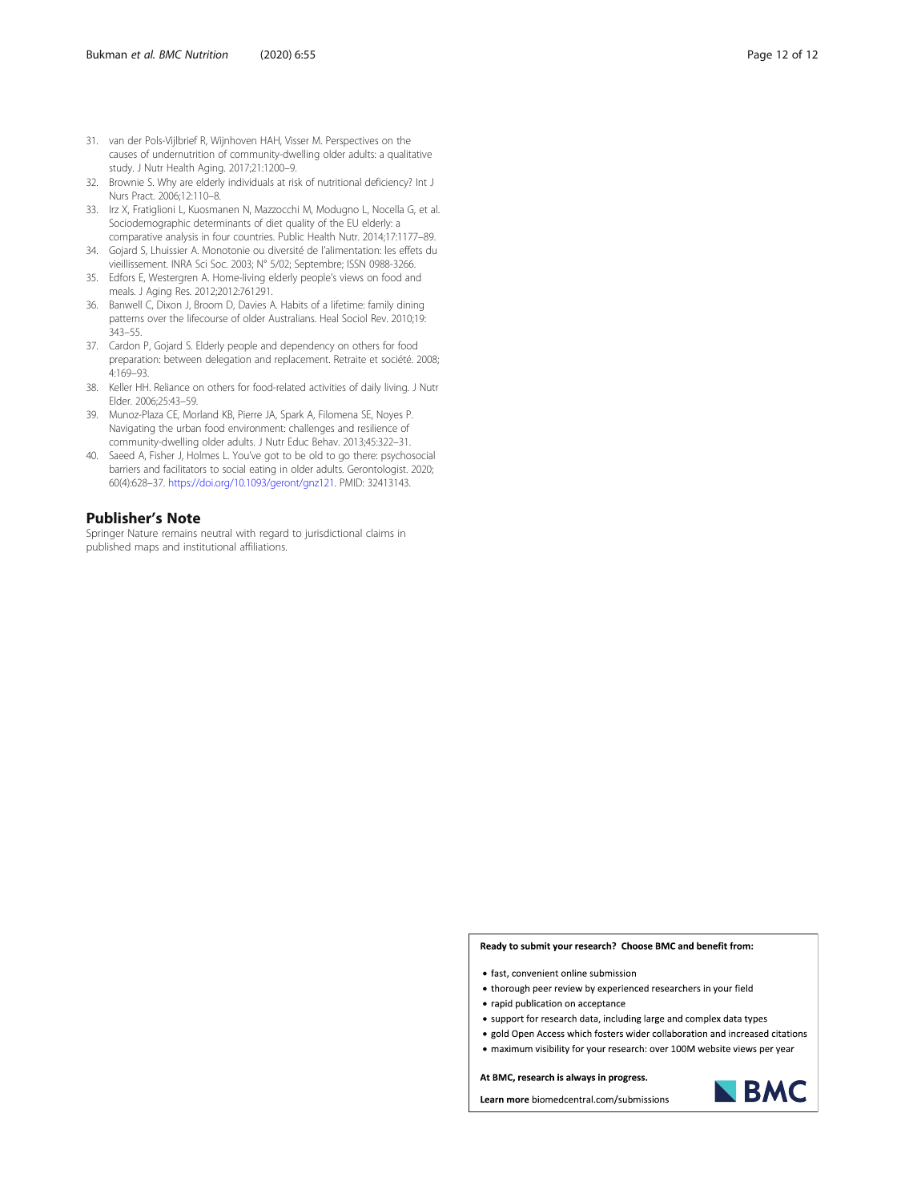31. van der Pols-Vijlbrief R, Wijnhoven HAH, Visser M. Perspectives on the causes of undernutrition of community-dwelling older adults: a qualitative study. J Nutr Health Aging. 2017;21:1200–9.
32. Brownie S. Why are elderly individuals at risk of nutritional deficiency? Int J Nurs Pract. 2006;12:110–8.
33. Irz X, Fratiglioni L, Kuosmanen N, Mazzocchi M, Modugno L, Nocella G, et al. Sociodemographic determinants of diet quality of the EU elderly: a comparative analysis in four countries. Public Health Nutr. 2014;17:1177–89.
34. Gojard S, Lhuissier A. Monotonie ou diversité de l'alimentation: les effets du vieillissement. INRA Sci Soc. 2003; N° 5/02; Septembre; ISSN 0988-3266.
35. Edfors E, Westergren A. Home-living elderly people's views on food and meals. J Aging Res. 2012;2012:761291.
36. Banwell C, Dixon J, Broom D, Davies A. Habits of a lifetime: family dining patterns over the lifecourse of older Australians. Heal Sociol Rev. 2010;19:343–55.
37. Cardon P, Gojard S. Elderly people and dependency on others for food preparation: between delegation and replacement. Retraite et société. 2008;4:169–93.
38. Keller HH. Reliance on others for food-related activities of daily living. J Nutr Elder. 2006;25:43–59.
39. Munoz-Plaza CE, Morland KB, Pierre JA, Spark A, Filomena SE, Noyes P. Navigating the urban food environment: challenges and resilience of community-dwelling older adults. J Nutr Educ Behav. 2013;45:322–31.
40. Saeed A, Fisher J, Holmes L. You've got to be old to go there: psychosocial barriers and facilitators to social eating in older adults. Gerontologist. 2020;60(4):628–37. https://doi.org/10.1093/geront/gnz121. PMID: 32413143.

## Publisher's Note

Springer Nature remains neutral with regard to jurisdictional claims in published maps and institutional affiliations.

**Ready to submit your research? Choose BMC and benefit from:**

- fast, convenient online submission
- thorough peer review by experienced researchers in your field
- rapid publication on acceptance
- support for research data, including large and complex data types
- gold Open Access which fosters wider collaboration and increased citations
- maximum visibility for your research: over 100M website views per year

**At BMC, research is always in progress.**

**Learn more** biomedcentral.com/submissions

BMC